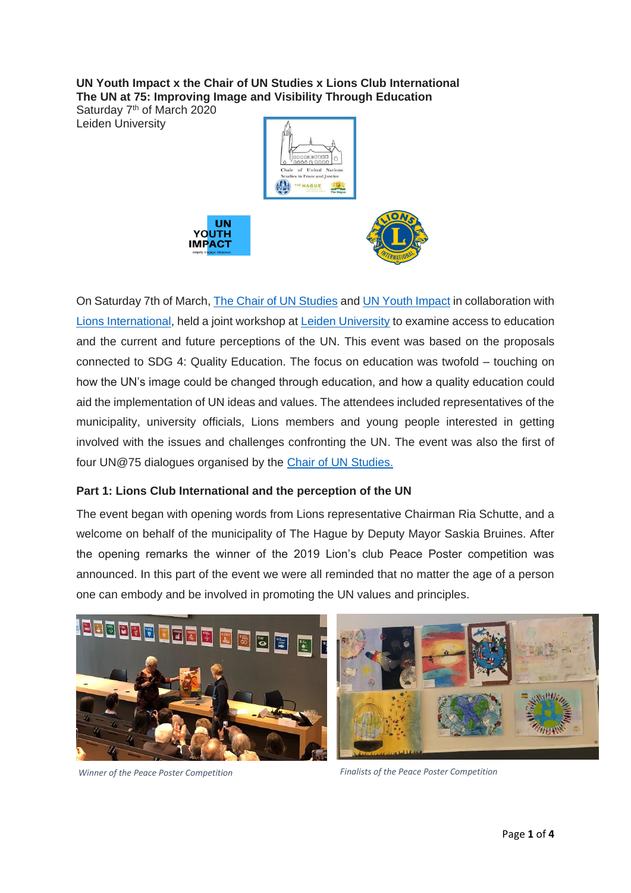**UN Youth Impact x the Chair of UN Studies x Lions Club International**
**The UN at 75: Improving Image and Visibility Through Education**

Saturday 7th of March 2020
Leiden University

On Saturday 7th of March, The Chair of UN Studies and UN Youth Impact in collaboration with Lions International, held a joint workshop at Leiden University to examine access to education and the current and future perceptions of the UN. This event was based on the proposals connected to SDG 4: Quality Education. The focus on education was twofold – touching on how the UN's image could be changed through education, and how a quality education could aid the implementation of UN ideas and values. The attendees included representatives of the municipality, university officials, Lions members and young people interested in getting involved with the issues and challenges confronting the UN. The event was also the first of four UN@75 dialogues organised by the Chair of UN Studies.

**Part 1: Lions Club International and the perception of the UN**

The event began with opening words from Lions representative Chairman Ria Schutte, and a welcome on behalf of the municipality of The Hague by Deputy Mayor Saskia Bruines. After the opening remarks the winner of the 2019 Lion's club Peace Poster competition was announced. In this part of the event we were all reminded that no matter the age of a person one can embody and be involved in promoting the UN values and principles.

*Winner of the Peace Poster Competition*

*Finalists of the Peace Poster Competition*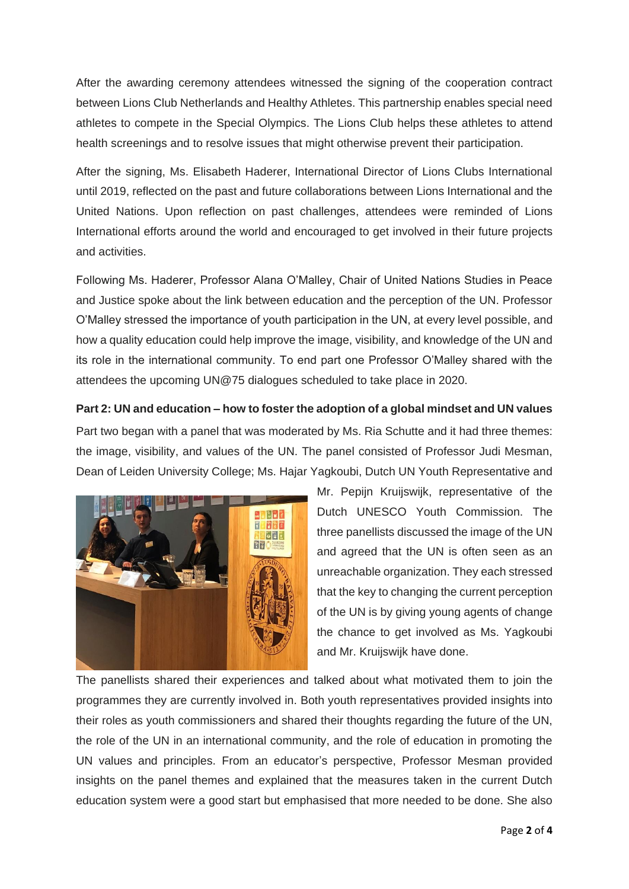After the awarding ceremony attendees witnessed the signing of the cooperation contract between Lions Club Netherlands and Healthy Athletes. This partnership enables special need athletes to compete in the Special Olympics. The Lions Club helps these athletes to attend health screenings and to resolve issues that might otherwise prevent their participation.

After the signing, Ms. Elisabeth Haderer, International Director of Lions Clubs International until 2019, reflected on the past and future collaborations between Lions International and the United Nations. Upon reflection on past challenges, attendees were reminded of Lions International efforts around the world and encouraged to get involved in their future projects and activities.

Following Ms. Haderer, Professor Alana O'Malley, Chair of United Nations Studies in Peace and Justice spoke about the link between education and the perception of the UN. Professor O'Malley stressed the importance of youth participation in the UN, at every level possible, and how a quality education could help improve the image, visibility, and knowledge of the UN and its role in the international community. To end part one Professor O'Malley shared with the attendees the upcoming UN@75 dialogues scheduled to take place in 2020.

**Part 2: UN and education – how to foster the adoption of a global mindset and UN values**

Part two began with a panel that was moderated by Ms. Ria Schutte and it had three themes: the image, visibility, and values of the UN. The panel consisted of Professor Judi Mesman, Dean of Leiden University College; Ms. Hajar Yagkoubi, Dutch UN Youth Representative and Mr. Pepijn Kruijswijk, representative of the Dutch UNESCO Youth Commission. The three panellists discussed the image of the UN and agreed that the UN is often seen as an unreachable organization. They each stressed that the key to changing the current perception of the UN is by giving young agents of change the chance to get involved as Ms. Yagkoubi and Mr. Kruijswijk have done.

The panellists shared their experiences and talked about what motivated them to join the programmes they are currently involved in. Both youth representatives provided insights into their roles as youth commissioners and shared their thoughts regarding the future of the UN, the role of the UN in an international community, and the role of education in promoting the UN values and principles. From an educator's perspective, Professor Mesman provided insights on the panel themes and explained that the measures taken in the current Dutch education system were a good start but emphasised that more needed to be done. She also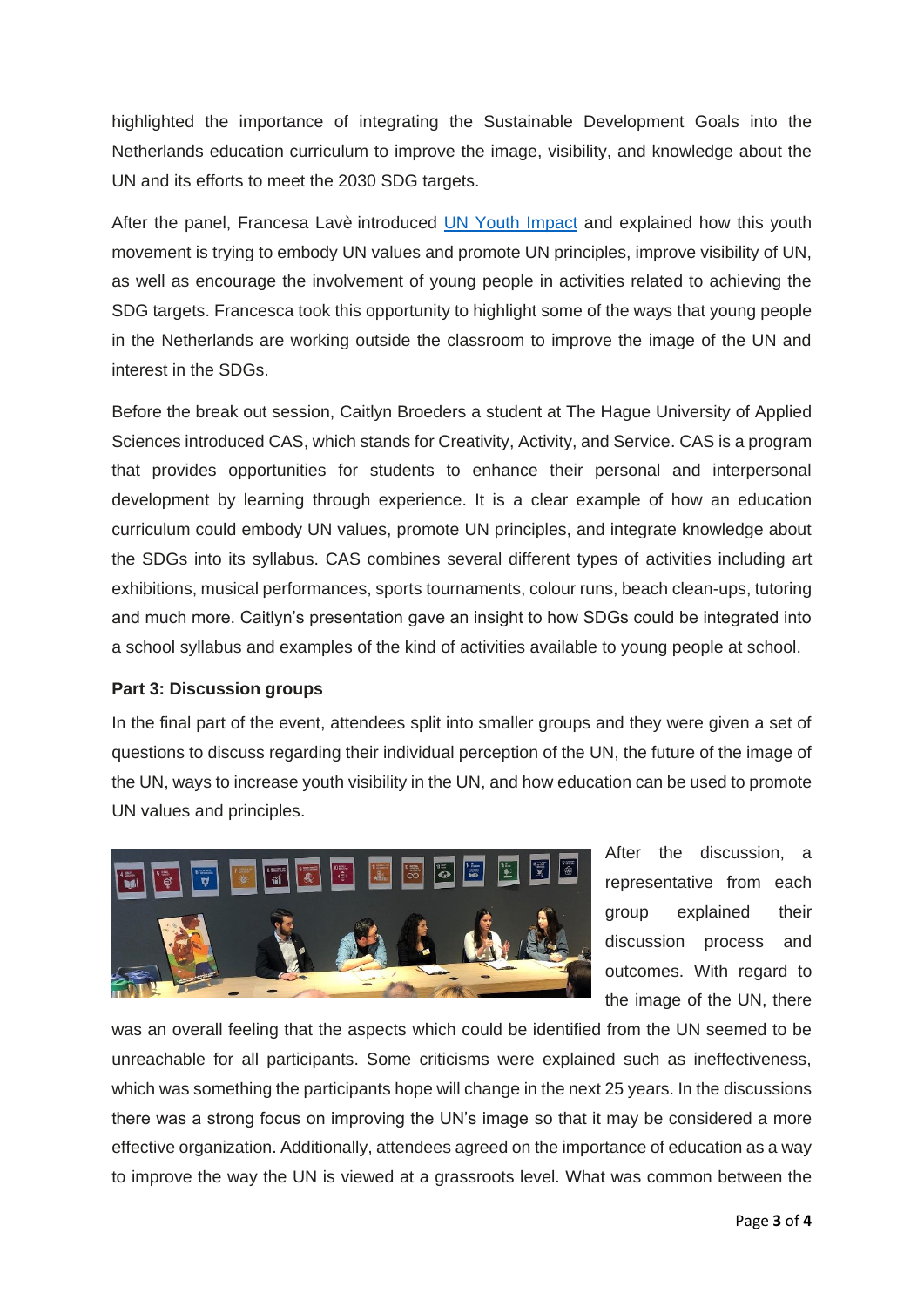highlighted the importance of integrating the Sustainable Development Goals into the Netherlands education curriculum to improve the image, visibility, and knowledge about the UN and its efforts to meet the 2030 SDG targets.

After the panel, Francesa Lavè introduced [UN Youth Impact](#) and explained how this youth movement is trying to embody UN values and promote UN principles, improve visibility of UN, as well as encourage the involvement of young people in activities related to achieving the SDG targets. Francesca took this opportunity to highlight some of the ways that young people in the Netherlands are working outside the classroom to improve the image of the UN and interest in the SDGs.

Before the break out session, Caitlyn Broeders a student at The Hague University of Applied Sciences introduced CAS, which stands for Creativity, Activity, and Service. CAS is a program that provides opportunities for students to enhance their personal and interpersonal development by learning through experience. It is a clear example of how an education curriculum could embody UN values, promote UN principles, and integrate knowledge about the SDGs into its syllabus. CAS combines several different types of activities including art exhibitions, musical performances, sports tournaments, colour runs, beach clean-ups, tutoring and much more. Caitlyn's presentation gave an insight to how SDGs could be integrated into a school syllabus and examples of the kind of activities available to young people at school.

**Part 3: Discussion groups**

In the final part of the event, attendees split into smaller groups and they were given a set of questions to discuss regarding their individual perception of the UN, the future of the image of the UN, ways to increase youth visibility in the UN, and how education can be used to promote UN values and principles.

After the discussion, a representative from each group explained their discussion process and outcomes. With regard to the image of the UN, there was an overall feeling that the aspects which could be identified from the UN seemed to be unreachable for all participants. Some criticisms were explained such as ineffectiveness, which was something the participants hope will change in the next 25 years. In the discussions there was a strong focus on improving the UN's image so that it may be considered a more effective organization. Additionally, attendees agreed on the importance of education as a way to improve the way the UN is viewed at a grassroots level. What was common between the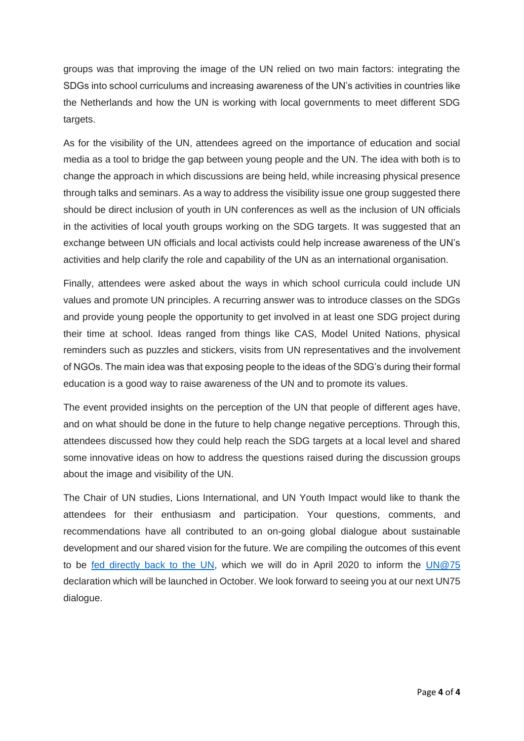groups was that improving the image of the UN relied on two main factors: integrating the SDGs into school curriculums and increasing awareness of the UN's activities in countries like the Netherlands and how the UN is working with local governments to meet different SDG targets.

As for the visibility of the UN, attendees agreed on the importance of education and social media as a tool to bridge the gap between young people and the UN. The idea with both is to change the approach in which discussions are being held, while increasing physical presence through talks and seminars. As a way to address the visibility issue one group suggested there should be direct inclusion of youth in UN conferences as well as the inclusion of UN officials in the activities of local youth groups working on the SDG targets. It was suggested that an exchange between UN officials and local activists could help increase awareness of the UN's activities and help clarify the role and capability of the UN as an international organisation.

Finally, attendees were asked about the ways in which school curricula could include UN values and promote UN principles. A recurring answer was to introduce classes on the SDGs and provide young people the opportunity to get involved in at least one SDG project during their time at school. Ideas ranged from things like CAS, Model United Nations, physical reminders such as puzzles and stickers, visits from UN representatives and the involvement of NGOs. The main idea was that exposing people to the ideas of the SDG's during their formal education is a good way to raise awareness of the UN and to promote its values.

The event provided insights on the perception of the UN that people of different ages have, and on what should be done in the future to help change negative perceptions. Through this, attendees discussed how they could help reach the SDG targets at a local level and shared some innovative ideas on how to address the questions raised during the discussion groups about the image and visibility of the UN.

The Chair of UN studies, Lions International, and UN Youth Impact would like to thank the attendees for their enthusiasm and participation. Your questions, comments, and recommendations have all contributed to an on-going global dialogue about sustainable development and our shared vision for the future. We are compiling the outcomes of this event to be fed directly back to the UN, which we will do in April 2020 to inform the UN@75 declaration which will be launched in October. We look forward to seeing you at our next UN75 dialogue.